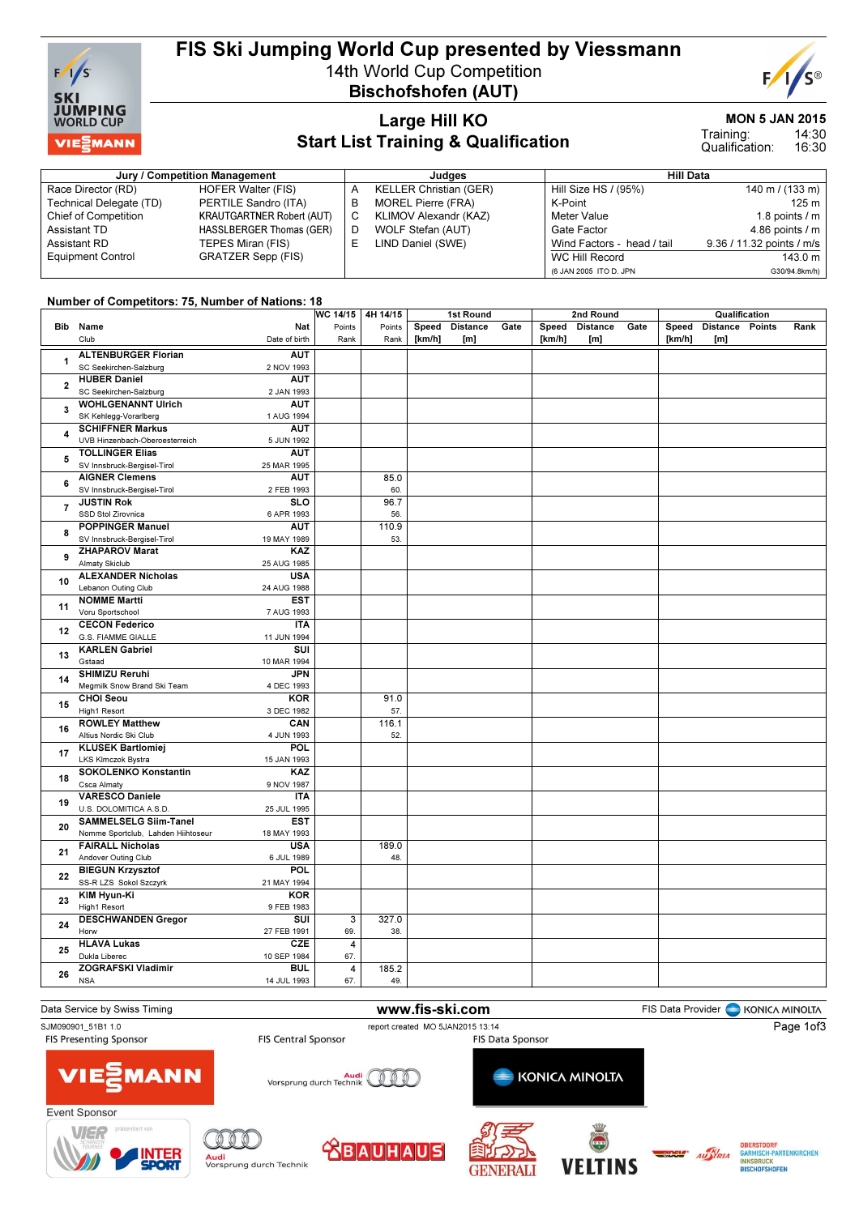# FIS Ski Jumping World Cup presented by Viessmann

## 14th World Cup Competition
## Bischofshofen (AUT)

## Large Hill KO
## Start List Training & Qualification

**MON 5 JAN 2015**
Training: 14:30
Qualification: 16:30

| Jury / Competition Management | | Judges | | Hill Data | |
|---|---|---|---|---|---|
| Race Director (RD) | HOFER Walter (FIS) | A | KELLER Christian (GER) | Hill Size HS / (95%) | 140 m / (133 m) |
| Technical Delegate (TD) | PERTILE Sandro (ITA) | B | MOREL Pierre (FRA) | K-Point | 125 m |
| Chief of Competition | KRAUTGARTNER Robert (AUT) | C | KLIMOV Alexandr (KAZ) | Meter Value | 1.8 points / m |
| Assistant TD | HASSLBERGER Thomas (GER) | D | WOLF Stefan (AUT) | Gate Factor | 4.86 points / m |
| Assistant RD | TEPES Miran (FIS) | E | LIND Daniel (SWE) | Wind Factors - head / tail | 9.36 / 11.32 points / m/s |
| Equipment Control | GRATZER Sepp (FIS) | | | WC Hill Record | 143.0 m |
| | | | | (6 JAN 2005 ITO D. JPN | G30/94.8km/h) |

**Number of Competitors: 75, Number of Nations: 18**

| Bib | Name / Club | Nat / Date of birth | WC 14/15 Points / Rank | 4H 14/15 Points / Rank | 1st Round Speed [km/h] | 1st Round Distance [m] | 1st Round Gate | 2nd Round Speed [km/h] | 2nd Round Distance [m] | 2nd Round Gate | Qualification Speed [km/h] | Qualification Distance [m] | Qualification Points | Qualification Rank |
|---|---|---|---|---|---|---|---|---|---|---|---|---|---|---|
| 1 | ALTENBURGER Florian / SC Seekirchen-Salzburg | AUT / 2 NOV 1993 | | | | | | | | | | | | |
| 2 | HUBER Daniel / SC Seekirchen-Salzburg | AUT / 2 JAN 1993 | | | | | | | | | | | | |
| 3 | WOHLGENANNT Ulrich / SK Kehlegg-Vorarlberg | AUT / 1 AUG 1994 | | | | | | | | | | | | |
| 4 | SCHIFFNER Markus / UVB Hinzenbach-Oberoesterreich | AUT / 5 JUN 1992 | | | | | | | | | | | | |
| 5 | TOLLINGER Elias / SV Innsbruck-Bergisel-Tirol | AUT / 25 MAR 1995 | | | | | | | | | | | | |
| 6 | AIGNER Clemens / SV Innsbruck-Bergisel-Tirol | AUT / 2 FEB 1993 | | 85.0 / 60. | | | | | | | | | | |
| 7 | JUSTIN Rok / SSD Stol Zirovnica | SLO / 6 APR 1993 | | 96.7 / 56. | | | | | | | | | | |
| 8 | POPPINGER Manuel / SV Innsbruck-Bergisel-Tirol | AUT / 19 MAY 1989 | | 110.9 / 53. | | | | | | | | | | |
| 9 | ZHAPAROV Marat / Almaty Skiclub | KAZ / 25 AUG 1985 | | | | | | | | | | | | |
| 10 | ALEXANDER Nicholas / Lebanon Outing Club | USA / 24 AUG 1988 | | | | | | | | | | | | |
| 11 | NOMME Martti / Voru Sportschool | EST / 7 AUG 1993 | | | | | | | | | | | | |
| 12 | CECON Federico / G.S. FIAMME GIALLE | ITA / 11 JUN 1994 | | | | | | | | | | | | |
| 13 | KARLEN Gabriel / Gstaad | SUI / 10 MAR 1994 | | | | | | | | | | | | |
| 14 | SHIMIZU Reruhi / Megmilk Snow Brand Ski Team | JPN / 4 DEC 1993 | | | | | | | | | | | | |
| 15 | CHOI Seou / High1 Resort | KOR / 3 DEC 1982 | | 91.0 / 57. | | | | | | | | | | |
| 16 | ROWLEY Matthew / Altius Nordic Ski Club | CAN / 4 JUN 1993 | | 116.1 / 52. | | | | | | | | | | |
| 17 | KLUSEK Bartlomiej / LKS Klmczok Bystra | POL / 15 JAN 1993 | | | | | | | | | | | | |
| 18 | SOKOLENKO Konstantin / Csca Almaty | KAZ / 9 NOV 1987 | | | | | | | | | | | | |
| 19 | VARESCO Daniele / U.S. DOLOMITICA A.S.D. | ITA / 25 JUL 1995 | | | | | | | | | | | | |
| 20 | SAMMELSELG Siim-Tanel / Nomme Sportclub, Lahden Hiihtoseur | EST / 18 MAY 1993 | | | | | | | | | | | | |
| 21 | FAIRALL Nicholas / Andover Outing Club | USA / 6 JUL 1989 | | 189.0 / 48. | | | | | | | | | | |
| 22 | BIEGUN Krzysztof / SS-R LZS Sokol Szczyrk | POL / 21 MAY 1994 | | | | | | | | | | | | |
| 23 | KIM Hyun-Ki / High1 Resort | KOR / 9 FEB 1983 | | | | | | | | | | | | |
| 24 | DESCHWANDEN Gregor / Horw | SUI / 27 FEB 1991 | 3 / 69. | 327.0 / 38. | | | | | | | | | | |
| 25 | HLAVA Lukas / Dukla Liberec | CZE / 10 SEP 1984 | 4 / 67. | | | | | | | | | | | |
| 26 | ZOGRAFSKI Vladimir / NSA | BUL / 14 JUL 1993 | 4 / 67. | 185.2 / 49. | | | | | | | | | | |

Data Service by Swiss Timing | www.fis-ski.com | FIS Data Provider KONICA MINOLTA

SJM090901_51B1 1.0 | report created MO 5JAN2015 13:14

FIS Presenting Sponsor: VIESSMANN | FIS Central Sponsor: Audi Vorsprung durch Technik | FIS Data Sponsor: KONICA MINOLTA

Event Sponsor: VIER SCHANZEN TOURNEE präsentiert von INTERSPORT, Audi Vorsprung durch Technik, BAUHAUS, GENERALI, VELTINS, ÖBSV, AUSTRIA, OBERSTDORF GARMISCH-PARTENKIRCHEN INNSBRUCK BISCHOFSHOFEN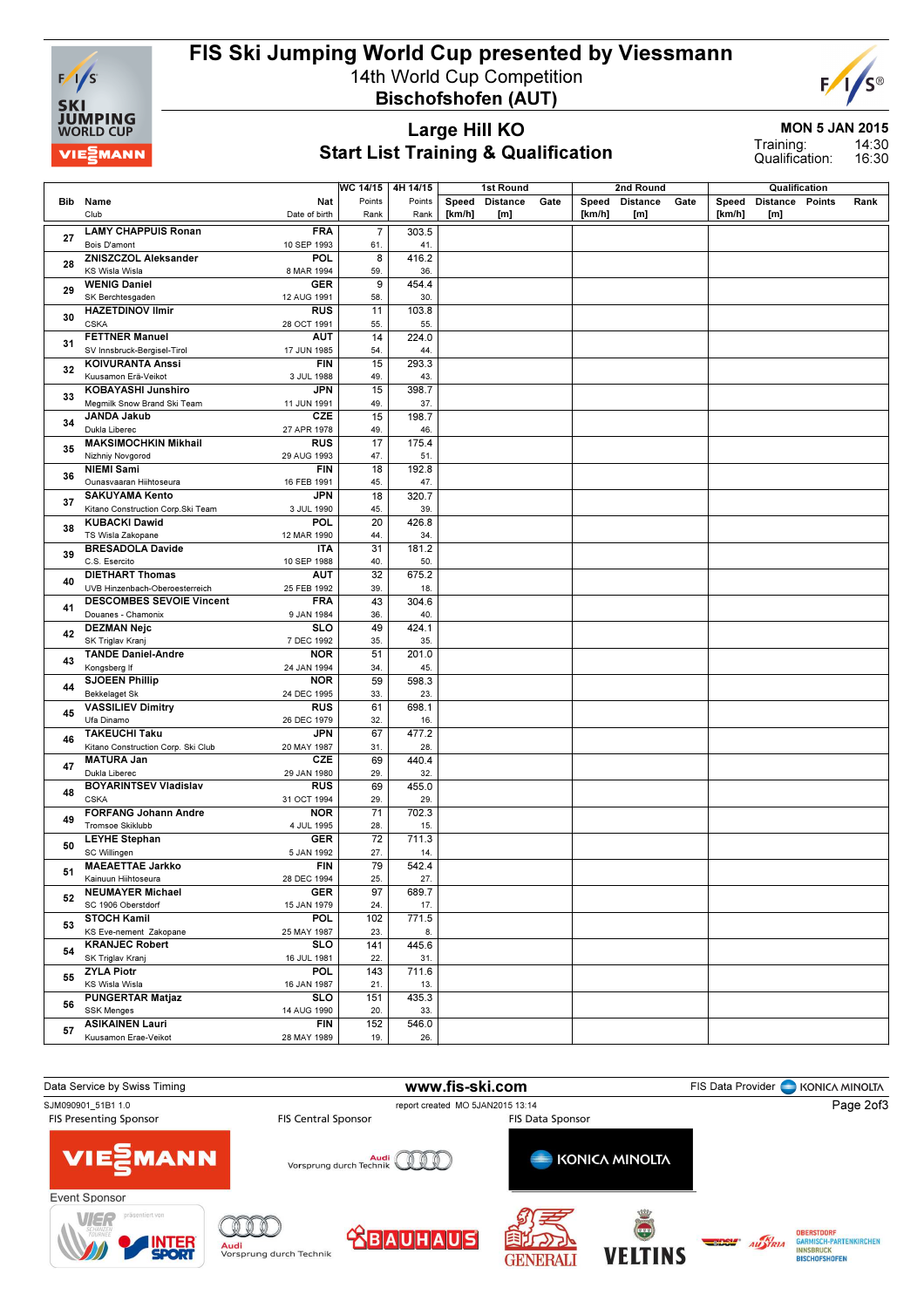# FIS Ski Jumping World Cup presented by Viessmann

14th World Cup Competition

**Bischofshofen (AUT)**

## Large Hill KO
## Start List Training & Qualification

**MON 5 JAN 2015**

Training: 14:30
Qualification: 16:30

| Bib | Name / Club | Nat / Date of birth | WC 14/15 Points / Rank | 4H 14/15 Points / Rank | 1st Round Speed [km/h] | 1st Round Distance [m] | 1st Round Gate | 2nd Round Speed [km/h] | 2nd Round Distance [m] | 2nd Round Gate | Qualification Speed [km/h] | Qualification Distance [m] | Qualification Points | Qualification Rank |
|---|---|---|---|---|---|---|---|---|---|---|---|---|---|---|
| 27 | LAMY CHAPPUIS Ronan<br>Bois D'amont | FRA<br>10 SEP 1993 | 7<br>61. | 303.5<br>41. | | | | | | | | | | |
| 28 | ZNISZCZOL Aleksander<br>KS Wisla Wisla | POL<br>8 MAR 1994 | 8<br>59. | 416.2<br>36. | | | | | | | | | | |
| 29 | WENIG Daniel<br>SK Berchtesgaden | GER<br>12 AUG 1991 | 9<br>58. | 454.4<br>30. | | | | | | | | | | |
| 30 | HAZETDINOV Ilmir<br>CSKA | RUS<br>28 OCT 1991 | 11<br>55. | 103.8<br>55. | | | | | | | | | | |
| 31 | FETTNER Manuel<br>SV Innsbruck-Bergisel-Tirol | AUT<br>17 JUN 1985 | 14<br>54. | 224.0<br>44. | | | | | | | | | | |
| 32 | KOIVURANTA Anssi<br>Kuusamon Erä-Veikot | FIN<br>3 JUL 1988 | 15<br>49. | 293.3<br>43. | | | | | | | | | | |
| 33 | KOBAYASHI Junshiro<br>Megmilk Snow Brand Ski Team | JPN<br>11 JUN 1991 | 15<br>49. | 398.7<br>37. | | | | | | | | | | |
| 34 | JANDA Jakub<br>Dukla Liberec | CZE<br>27 APR 1978 | 15<br>49. | 198.7<br>46. | | | | | | | | | | |
| 35 | MAKSIMOCHKIN Mikhail<br>Nizhniy Novgorod | RUS<br>29 AUG 1993 | 17<br>47. | 175.4<br>51. | | | | | | | | | | |
| 36 | NIEMI Sami<br>Ounasvaaran Hiihtoseura | FIN<br>16 FEB 1991 | 18<br>45. | 192.8<br>47. | | | | | | | | | | |
| 37 | SAKUYAMA Kento<br>Kitano Construction Corp.Ski Team | JPN<br>3 JUL 1990 | 18<br>45. | 320.7<br>39. | | | | | | | | | | |
| 38 | KUBACKI Dawid<br>TS Wisla Zakopane | POL<br>12 MAR 1990 | 20<br>44. | 426.8<br>34. | | | | | | | | | | |
| 39 | BRESADOLA Davide<br>C.S. Esercito | ITA<br>10 SEP 1988 | 31<br>40. | 181.2<br>50. | | | | | | | | | | |
| 40 | DIETHART Thomas<br>UVB Hinzenbach-Oberoesterreich | AUT<br>25 FEB 1992 | 32<br>39. | 675.2<br>18. | | | | | | | | | | |
| 41 | DESCOMBES SEVOIE Vincent<br>Douanes - Chamonix | FRA<br>9 JAN 1984 | 43<br>36. | 304.6<br>40. | | | | | | | | | | |
| 42 | DEZMAN Nejc<br>SK Triglav Kranj | SLO<br>7 DEC 1992 | 49<br>35. | 424.1<br>35. | | | | | | | | | | |
| 43 | TANDE Daniel-Andre<br>Kongsberg If | NOR<br>24 JAN 1994 | 51<br>34. | 201.0<br>45. | | | | | | | | | | |
| 44 | SJOEEN Phillip<br>Bekkelaget Sk | NOR<br>24 DEC 1995 | 59<br>33. | 598.3<br>23. | | | | | | | | | | |
| 45 | VASSILIEV Dimitry<br>Ufa Dinamo | RUS<br>26 DEC 1979 | 61<br>32. | 698.1<br>16. | | | | | | | | | | |
| 46 | TAKEUCHI Taku<br>Kitano Construction Corp. Ski Club | JPN<br>20 MAY 1987 | 67<br>31. | 477.2<br>28. | | | | | | | | | | |
| 47 | MATURA Jan<br>Dukla Liberec | CZE<br>29 JAN 1980 | 69<br>29. | 440.4<br>32. | | | | | | | | | | |
| 48 | BOYARINTSEV Vladislav<br>CSKA | RUS<br>31 OCT 1994 | 69<br>29. | 455.0<br>29. | | | | | | | | | | |
| 49 | FORFANG Johann Andre<br>Tromsoe Skiklubb | NOR<br>4 JUL 1995 | 71<br>28. | 702.3<br>15. | | | | | | | | | | |
| 50 | LEYHE Stephan<br>SC Willingen | GER<br>5 JAN 1992 | 72<br>27. | 711.3<br>14. | | | | | | | | | | |
| 51 | MAEAETTAE Jarkko<br>Kainuun Hiihtoseura | FIN<br>28 DEC 1994 | 79<br>25. | 542.4<br>27. | | | | | | | | | | |
| 52 | NEUMAYER Michael<br>SC 1906 Oberstdorf | GER<br>15 JAN 1979 | 97<br>24. | 689.7<br>17. | | | | | | | | | | |
| 53 | STOCH Kamil<br>KS Eve-nement Zakopane | POL<br>25 MAY 1987 | 102<br>23. | 771.5<br>8. | | | | | | | | | | |
| 54 | KRANJEC Robert<br>SK Triglav Kranj | SLO<br>16 JUL 1981 | 141<br>22. | 445.6<br>31. | | | | | | | | | | |
| 55 | ZYLA Piotr<br>KS Wisla Wisla | POL<br>16 JAN 1987 | 143<br>21. | 711.6<br>13. | | | | | | | | | | |
| 56 | PUNGERTAR Matjaz<br>SSK Menges | SLO<br>14 AUG 1990 | 151<br>20. | 435.3<br>33. | | | | | | | | | | |
| 57 | ASIKAINEN Lauri<br>Kuusamon Erae-Veikot | FIN<br>28 MAY 1989 | 152<br>19. | 546.0<br>26. | | | | | | | | | | |

Data Service by Swiss Timing — www.fis-ski.com — FIS Data Provider KONICA MINOLTA

SJM090901_51B1 1.0 — report created MO 5JAN2015 13:14

FIS Presenting Sponsor: VIESSMANN — FIS Central Sponsor: Audi — FIS Data Sponsor: KONICA MINOLTA

Event Sponsor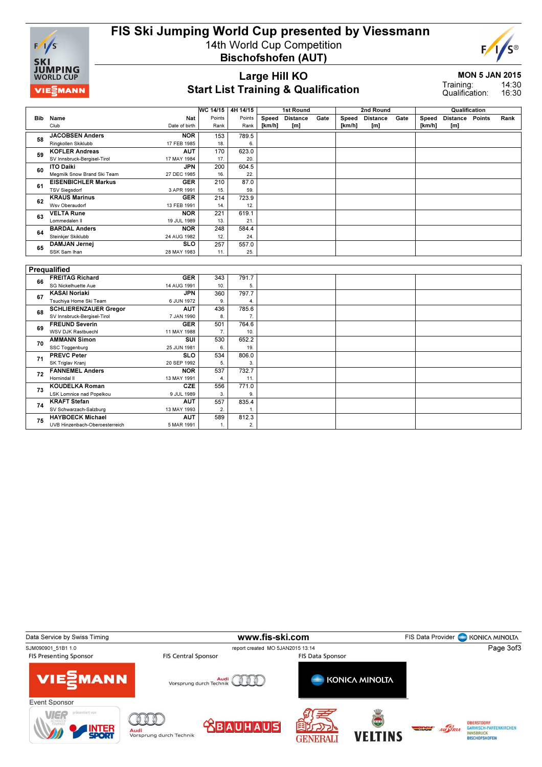# FIS Ski Jumping World Cup presented by Viessmann

14th World Cup Competition

**Bischofshofen (AUT)**

## Large Hill KO
## Start List Training & Qualification

**MON 5 JAN 2015**

Training: 14:30

Qualification: 16:30

| Bib | Name / Club | Nat / Date of birth | WC 14/15 Points / Rank | 4H 14/15 Points / Rank | 1st Round Speed [km/h] | 1st Round Distance [m] | 1st Round Gate | 2nd Round Speed [km/h] | 2nd Round Distance [m] | 2nd Round Gate | Qualification Speed [km/h] | Qualification Distance [m] | Qualification Points | Qualification Rank |
|---|---|---|---|---|---|---|---|---|---|---|---|---|---|---|
| 58 | JACOBSEN Anders / Ringkollen Skiklubb | NOR / 17 FEB 1985 | 153 / 18. | 789.5 / 6. | | | | | | | | | | |
| 59 | KOFLER Andreas / SV Innsbruck-Bergisel-Tirol | AUT / 17 MAY 1984 | 170 / 17. | 623.0 / 20. | | | | | | | | | | |
| 60 | ITO Daiki / Megmilk Snow Brand Ski Team | JPN / 27 DEC 1985 | 200 / 16. | 604.5 / 22. | | | | | | | | | | |
| 61 | EISENBICHLER Markus / TSV Siegsdorf | GER / 3 APR 1991 | 210 / 15. | 87.0 / 59. | | | | | | | | | | |
| 62 | KRAUS Marinus / Wsv Oberaudorf | GER / 13 FEB 1991 | 214 / 14. | 723.9 / 12. | | | | | | | | | | |
| 63 | VELTA Rune / Lommedalen Il | NOR / 19 JUL 1989 | 221 / 13. | 619.1 / 21. | | | | | | | | | | |
| 64 | BARDAL Anders / Steinkjer Skiklubb | NOR / 24 AUG 1982 | 248 / 12. | 584.4 / 24. | | | | | | | | | | |
| 65 | DAMJAN Jernej / SSK Sam Ihan | SLO / 28 MAY 1983 | 257 / 11. | 557.0 / 25. | | | | | | | | | | |
| **Prequalified** | | | | | | | | | | | | | | |
| 66 | FREITAG Richard / SG Nickelhuette Aue | GER / 14 AUG 1991 | 343 / 10. | 791.7 / 5. | | | | | | | | | | |
| 67 | KASAI Noriaki / Tsuchiya Home Ski Team | JPN / 6 JUN 1972 | 360 / 9. | 797.7 / 4. | | | | | | | | | | |
| 68 | SCHLIERENZAUER Gregor / SV Innsbruck-Bergisel-Tirol | AUT / 7 JAN 1990 | 436 / 8. | 785.6 / 7. | | | | | | | | | | |
| 69 | FREUND Severin / WSV DJK Rastbuechl | GER / 11 MAY 1988 | 501 / 7. | 764.6 / 10. | | | | | | | | | | |
| 70 | AMMANN Simon / SSC Toggenburg | SUI / 25 JUN 1981 | 530 / 6. | 652.2 / 19. | | | | | | | | | | |
| 71 | PREVC Peter / SK Triglav Kranj | SLO / 20 SEP 1992 | 534 / 5. | 806.0 / 3. | | | | | | | | | | |
| 72 | FANNEMEL Anders / Hornindal Il | NOR / 13 MAY 1991 | 537 / 4. | 732.7 / 11. | | | | | | | | | | |
| 73 | KOUDELKA Roman / LSK Lomnice nad Popelkou | CZE / 9 JUL 1989 | 556 / 3. | 771.0 / 9. | | | | | | | | | | |
| 74 | KRAFT Stefan / SV Schwarzach-Salzburg | AUT / 13 MAY 1993 | 557 / 2. | 835.4 / 1. | | | | | | | | | | |
| 75 | HAYBOECK Michael / UVB Hinzenbach-Oberoesterreich | AUT / 5 MAR 1991 | 589 / 1. | 812.3 / 2. | | | | | | | | | | |

Data Service by Swiss Timing www.fis-ski.com FIS Data Provider KONICA MINOLTA

SJM090901_51B1 1.0 report created MO 5JAN2015 13:14

FIS Presenting Sponsor FIS Central Sponsor FIS Data Sponsor

Event Sponsor